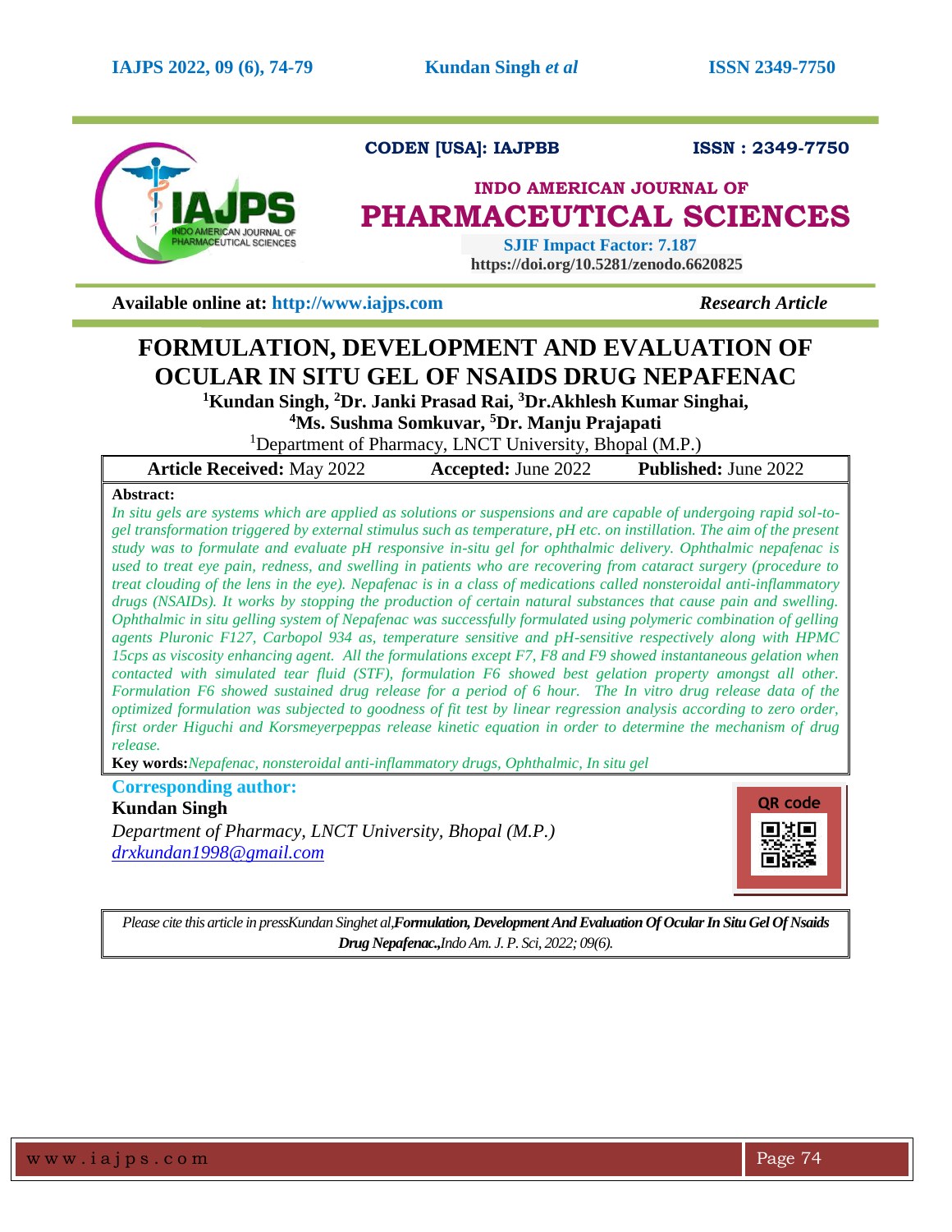CODEN [USA]: IAJPBB ISSN : 2349-7750

**INDO AMERICAN JOURNAL OF**

# PHARMACEUTICAL SCIENCES

**SJIF Impact Factor: 7.187**

**https://doi.org/10.5281/zenodo.6620825**

**Available online at: http://www.iajps.com** *Research Article*

# FORMULATION, DEVELOPMENT AND EVALUATION OF OCULAR IN SITU GEL OF NSAIDS DRUG NEPAFENAC

**[1]Kundan Singh, [2]Dr. Janki Prasad Rai, [3]Dr.Akhlesh Kumar Singhai, [4]Ms. Sushma Somkuvar, [5]Dr. Manju Prajapati**

[1]Department of Pharmacy, LNCT University, Bhopal (M.P.)

| **Article Received:** May 2022 | **Accepted:** June 2022 | **Published:** June 2022 |
|---|---|---|

**Abstract:**

*In situ gels are systems which are applied as solutions or suspensions and are capable of undergoing rapid sol-to-gel transformation triggered by external stimulus such as temperature, pH etc. on instillation. The aim of the present study was to formulate and evaluate pH responsive in-situ gel for ophthalmic delivery. Ophthalmic nepafenac is used to treat eye pain, redness, and swelling in patients who are recovering from cataract surgery (procedure to treat clouding of the lens in the eye). Nepafenac is in a class of medications called nonsteroidal anti-inflammatory drugs (NSAIDs). It works by stopping the production of certain natural substances that cause pain and swelling. Ophthalmic in situ gelling system of Nepafenac was successfully formulated using polymeric combination of gelling agents Pluronic F127, Carbopol 934 as, temperature sensitive and pH-sensitive respectively along with HPMC 15cps as viscosity enhancing agent. All the formulations except F7, F8 and F9 showed instantaneous gelation when contacted with simulated tear fluid (STF), formulation F6 showed best gelation property amongst all other. Formulation F6 showed sustained drug release for a period of 6 hour. The In vitro drug release data of the optimized formulation was subjected to goodness of fit test by linear regression analysis according to zero order, first order Higuchi and Korsmeyerpeppas release kinetic equation in order to determine the mechanism of drug release.*

**Key words:** *Nepafenac, nonsteroidal anti-inflammatory drugs, Ophthalmic, In situ gel*

**Corresponding author:**

**Kundan Singh**

*Department of Pharmacy, LNCT University, Bhopal (M.P.)*

*drxkundan1998@gmail.com*

QR code

*Please cite this article in pressKundan Singhet al,**Formulation, Development And Evaluation Of Ocular In Situ Gel Of Nsaids Drug Nepafenac.,**Indo Am. J. P. Sci, 2022; 09(6).*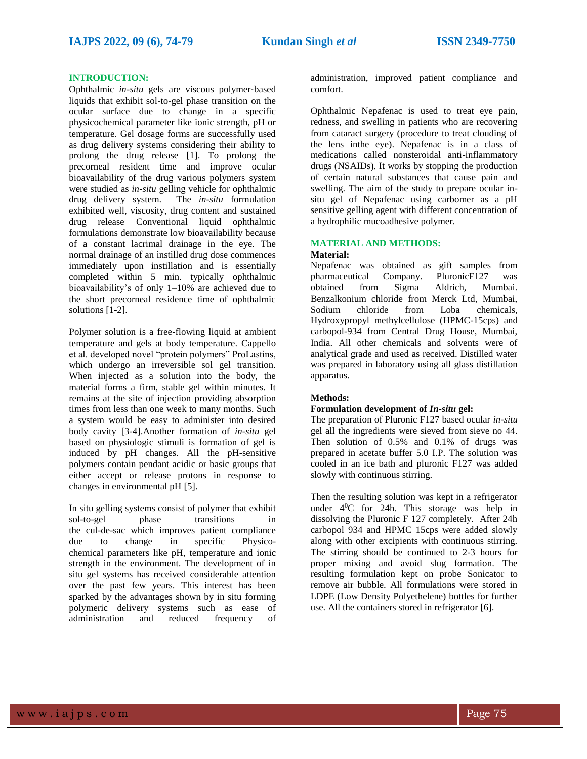## INTRODUCTION:

Ophthalmic *in-situ* gels are viscous polymer-based liquids that exhibit sol-to-gel phase transition on the ocular surface due to change in a specific physicochemical parameter like ionic strength, pH or temperature. Gel dosage forms are successfully used as drug delivery systems considering their ability to prolong the drug release [1]. To prolong the precorneal resident time and improve ocular bioavailability of the drug various polymers system were studied as *in-situ* gelling vehicle for ophthalmic drug delivery system. The *in-situ* formulation exhibited well, viscosity, drug content and sustained drug release. Conventional liquid ophthalmic formulations demonstrate low bioavailability because of a constant lacrimal drainage in the eye. The normal drainage of an instilled drug dose commences immediately upon instillation and is essentially completed within 5 min. typically ophthalmic bioavailability's of only 1–10% are achieved due to the short precorneal residence time of ophthalmic solutions [1-2].

Polymer solution is a free-flowing liquid at ambient temperature and gels at body temperature. Cappello et al. developed novel "protein polymers" ProLastins, which undergo an irreversible sol gel transition. When injected as a solution into the body, the material forms a firm, stable gel within minutes. It remains at the site of injection providing absorption times from less than one week to many months. Such a system would be easy to administer into desired body cavity [3-4].Another formation of *in-situ* gel based on physiologic stimuli is formation of gel is induced by pH changes. All the pH-sensitive polymers contain pendant acidic or basic groups that either accept or release protons in response to changes in environmental pH [5].

In situ gelling systems consist of polymer that exhibit sol-to-gel phase transitions in the cul-de-sac which improves patient compliance due to change in specific Physico-chemical parameters like pH, temperature and ionic strength in the environment. The development of in situ gel systems has received considerable attention over the past few years. This interest has been sparked by the advantages shown by in situ forming polymeric delivery systems such as ease of administration and reduced frequency of administration, improved patient compliance and comfort.

Ophthalmic Nepafenac is used to treat eye pain, redness, and swelling in patients who are recovering from cataract surgery (procedure to treat clouding of the lens inthe eye). Nepafenac is in a class of medications called nonsteroidal anti-inflammatory drugs (NSAIDs). It works by stopping the production of certain natural substances that cause pain and swelling. The aim of the study to prepare ocular in-situ gel of Nepafenac using carbomer as a pH sensitive gelling agent with different concentration of a hydrophilic mucoadhesive polymer.

## MATERIAL AND METHODS:

### Material:

Nepafenac was obtained as gift samples from pharmaceutical Company. PluronicF127 was obtained from Sigma Aldrich, Mumbai. Benzalkonium chloride from Merck Ltd, Mumbai, Sodium chloride from Loba chemicals, Hydroxypropyl methylcellulose (HPMC-15cps) and carbopol-934 from Central Drug House, Mumbai, India. All other chemicals and solvents were of analytical grade and used as received. Distilled water was prepared in laboratory using all glass distillation apparatus.

### Methods:

**Formulation development of *In-situ* gel:**

The preparation of Pluronic F127 based ocular *in-situ* gel all the ingredients were sieved from sieve no 44. Then solution of 0.5% and 0.1% of drugs was prepared in acetate buffer 5.0 I.P. The solution was cooled in an ice bath and pluronic F127 was added slowly with continuous stirring.

Then the resulting solution was kept in a refrigerator under $4^0$C for 24h. This storage was help in dissolving the Pluronic F 127 completely. After 24h carbopol 934 and HPMC 15cps were added slowly along with other excipients with continuous stirring. The stirring should be continued to 2-3 hours for proper mixing and avoid slug formation. The resulting formulation kept on probe Sonicator to remove air bubble. All formulations were stored in LDPE (Low Density Polyethelene) bottles for further use. All the containers stored in refrigerator [6].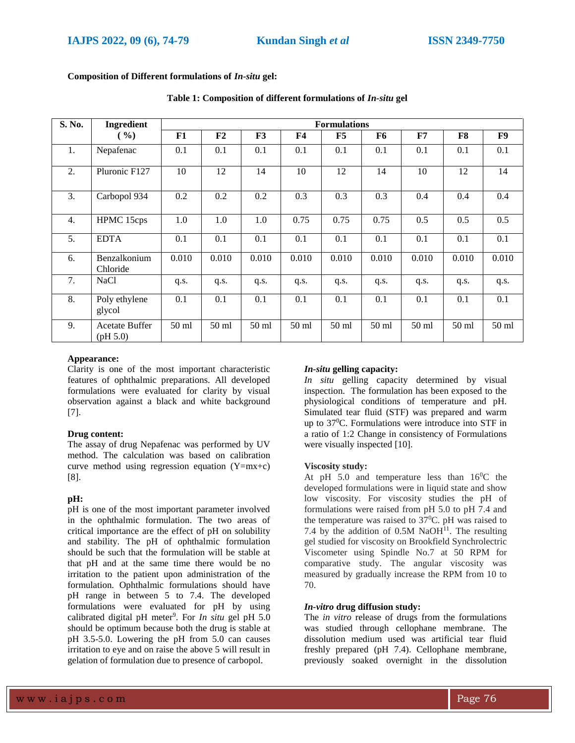**Composition of Different formulations of *In-situ* gel:**

**Table 1: Composition of different formulations of *In-situ* gel**

| S. No. | Ingredient ( %) | Formulations | | | | | | | | |
|---|---|---|---|---|---|---|---|---|---|---|
| | | F1 | F2 | F3 | F4 | F5 | F6 | F7 | F8 | F9 |
| 1. | Nepafenac | 0.1 | 0.1 | 0.1 | 0.1 | 0.1 | 0.1 | 0.1 | 0.1 | 0.1 |
| 2. | Pluronic F127 | 10 | 12 | 14 | 10 | 12 | 14 | 10 | 12 | 14 |
| 3. | Carbopol 934 | 0.2 | 0.2 | 0.2 | 0.3 | 0.3 | 0.3 | 0.4 | 0.4 | 0.4 |
| 4. | HPMC 15cps | 1.0 | 1.0 | 1.0 | 0.75 | 0.75 | 0.75 | 0.5 | 0.5 | 0.5 |
| 5. | EDTA | 0.1 | 0.1 | 0.1 | 0.1 | 0.1 | 0.1 | 0.1 | 0.1 | 0.1 |
| 6. | Benzalkonium Chloride | 0.010 | 0.010 | 0.010 | 0.010 | 0.010 | 0.010 | 0.010 | 0.010 | 0.010 |
| 7. | NaCl | q.s. | q.s. | q.s. | q.s. | q.s. | q.s. | q.s. | q.s. | q.s. |
| 8. | Poly ethylene glycol | 0.1 | 0.1 | 0.1 | 0.1 | 0.1 | 0.1 | 0.1 | 0.1 | 0.1 |
| 9. | Acetate Buffer (pH 5.0) | 50 ml | 50 ml | 50 ml | 50 ml | 50 ml | 50 ml | 50 ml | 50 ml | 50 ml |

**Appearance:**

Clarity is one of the most important characteristic features of ophthalmic preparations. All developed formulations were evaluated for clarity by visual observation against a black and white background [7].

**Drug content:**

The assay of drug Nepafenac was performed by UV method. The calculation was based on calibration curve method using regression equation (Y=mx+c) [8].

**pH:**

pH is one of the most important parameter involved in the ophthalmic formulation. The two areas of critical importance are the effect of pH on solubility and stability. The pH of ophthalmic formulation should be such that the formulation will be stable at that pH and at the same time there would be no irritation to the patient upon administration of the formulation. Ophthalmic formulations should have pH range in between 5 to 7.4. The developed formulations were evaluated for pH by using calibrated digital pH meter[9]. For *In situ* gel pH 5.0 should be optimum because both the drug is stable at pH 3.5-5.0. Lowering the pH from 5.0 can causes irritation to eye and on raise the above 5 will result in gelation of formulation due to presence of carbopol.

***In-situ* gelling capacity:**

*In situ* gelling capacity determined by visual inspection. The formulation has been exposed to the physiological conditions of temperature and pH. Simulated tear fluid (STF) was prepared and warm up to $37^0$C. Formulations were introduce into STF in a ratio of 1:2 Change in consistency of Formulations were visually inspected [10].

**Viscosity study:**

At pH 5.0 and temperature less than $16^0$C the developed formulations were in liquid state and show low viscosity. For viscosity studies the pH of formulations were raised from pH 5.0 to pH 7.4 and the temperature was raised to $37^0$C. pH was raised to 7.4 by the addition of 0.5M NaOH[11]. The resulting gel studied for viscosity on Brookfield Synchrolectric Viscometer using Spindle No.7 at 50 RPM for comparative study. The angular viscosity was measured by gradually increase the RPM from 10 to 70.

***In-vitro* drug diffusion study:**

The *in vitro* release of drugs from the formulations was studied through cellophane membrane. The dissolution medium used was artificial tear fluid freshly prepared (pH 7.4). Cellophane membrane, previously soaked overnight in the dissolution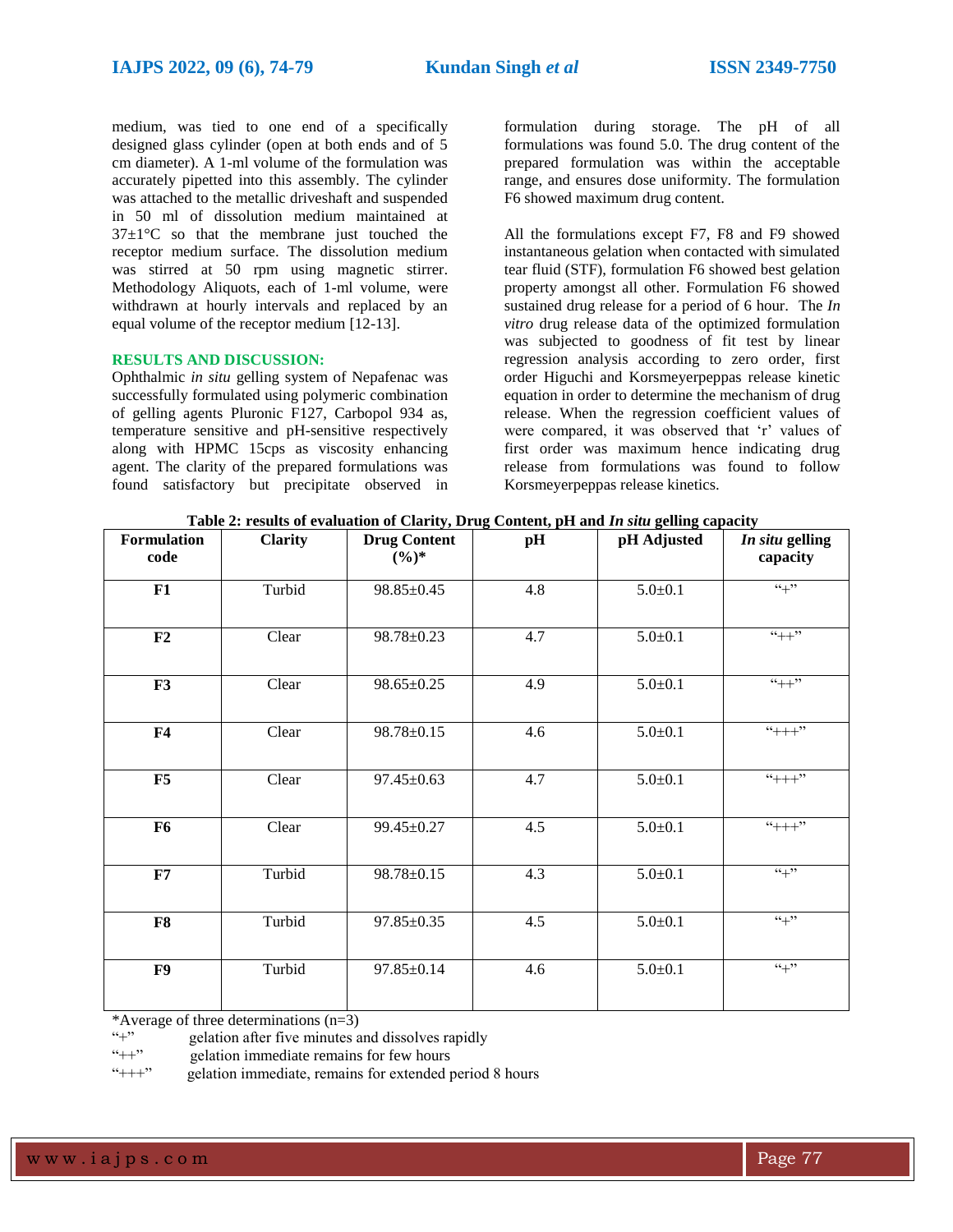medium, was tied to one end of a specifically designed glass cylinder (open at both ends and of 5 cm diameter). A 1-ml volume of the formulation was accurately pipetted into this assembly. The cylinder was attached to the metallic driveshaft and suspended in 50 ml of dissolution medium maintained at 37±1°C so that the membrane just touched the receptor medium surface. The dissolution medium was stirred at 50 rpm using magnetic stirrer. Methodology Aliquots, each of 1-ml volume, were withdrawn at hourly intervals and replaced by an equal volume of the receptor medium [12-13].

## RESULTS AND DISCUSSION:

Ophthalmic *in situ* gelling system of Nepafenac was successfully formulated using polymeric combination of gelling agents Pluronic F127, Carbopol 934 as, temperature sensitive and pH-sensitive respectively along with HPMC 15cps as viscosity enhancing agent. The clarity of the prepared formulations was found satisfactory but precipitate observed in formulation during storage. The pH of all formulations was found 5.0. The drug content of the prepared formulation was within the acceptable range, and ensures dose uniformity. The formulation F6 showed maximum drug content.

All the formulations except F7, F8 and F9 showed instantaneous gelation when contacted with simulated tear fluid (STF), formulation F6 showed best gelation property amongst all other. Formulation F6 showed sustained drug release for a period of 6 hour. The *In vitro* drug release data of the optimized formulation was subjected to goodness of fit test by linear regression analysis according to zero order, first order Higuchi and Korsmeyerpeppas release kinetic equation in order to determine the mechanism of drug release. When the regression coefficient values of were compared, it was observed that 'r' values of first order was maximum hence indicating drug release from formulations was found to follow Korsmeyerpeppas release kinetics.

**Table 2: results of evaluation of Clarity, Drug Content, pH and *In situ* gelling capacity**

| Formulation code | Clarity | Drug Content (%)* | pH | pH Adjusted | *In situ* gelling capacity |
|---|---|---|---|---|---|
| **F1** | Turbid | 98.85±0.45 | 4.8 | 5.0±0.1 | "+" |
| **F2** | Clear | 98.78±0.23 | 4.7 | 5.0±0.1 | "++" |
| **F3** | Clear | 98.65±0.25 | 4.9 | 5.0±0.1 | "++" |
| **F4** | Clear | 98.78±0.15 | 4.6 | 5.0±0.1 | "+++" |
| **F5** | Clear | 97.45±0.63 | 4.7 | 5.0±0.1 | "+++" |
| **F6** | Clear | 99.45±0.27 | 4.5 | 5.0±0.1 | "+++" |
| **F7** | Turbid | 98.78±0.15 | 4.3 | 5.0±0.1 | "+" |
| **F8** | Turbid | 97.85±0.35 | 4.5 | 5.0±0.1 | "+" |
| **F9** | Turbid | 97.85±0.14 | 4.6 | 5.0±0.1 | "+" |

*Average of three determinations (n=3)

"+" gelation after five minutes and dissolves rapidly

"++" gelation immediate remains for few hours

"+++" gelation immediate, remains for extended period 8 hours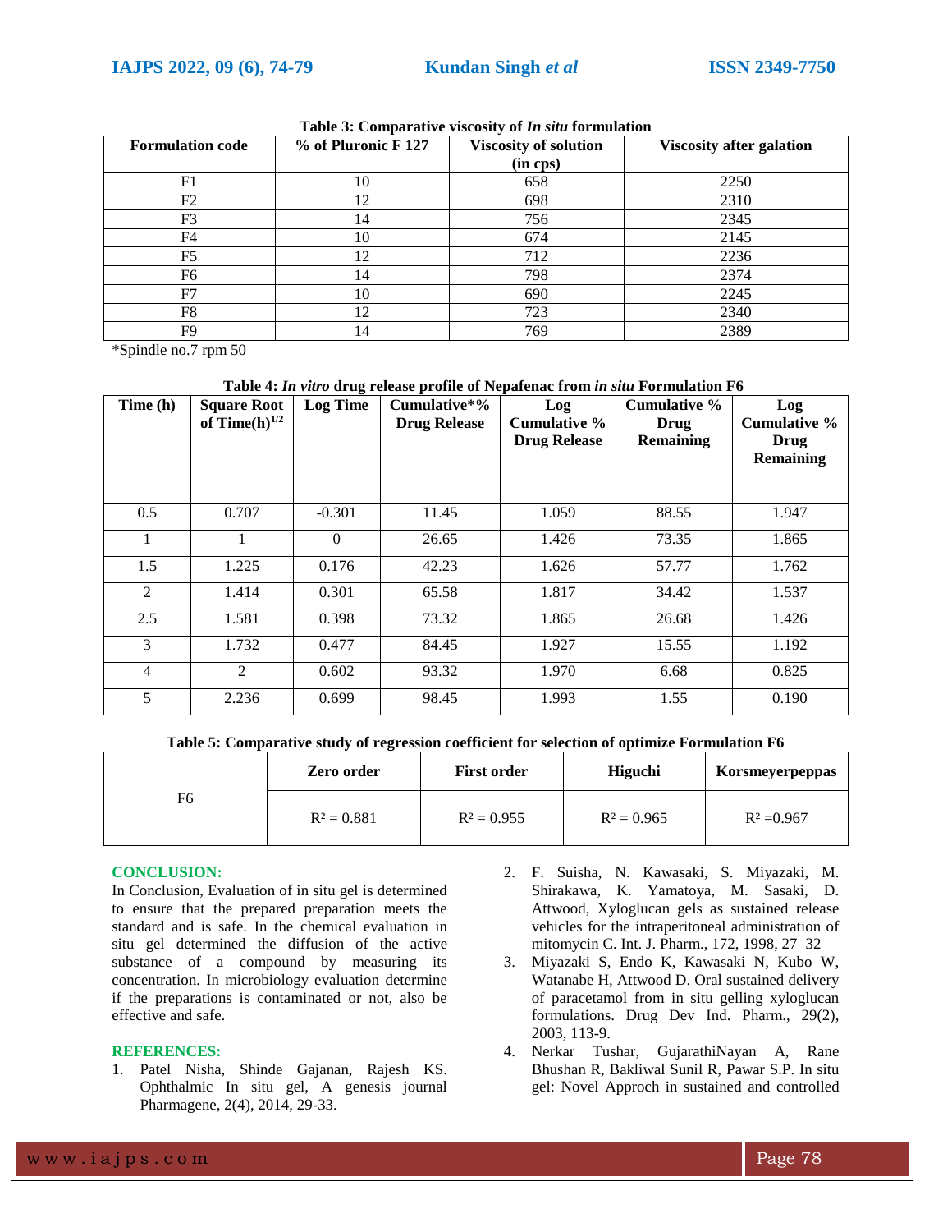**Table 3: Comparative viscosity of *In situ* formulation**

| Formulation code | % of Pluronic F 127 | Viscosity of solution (in cps) | Viscosity after galation |
|---|---|---|---|
| F1 | 10 | 658 | 2250 |
| F2 | 12 | 698 | 2310 |
| F3 | 14 | 756 | 2345 |
| F4 | 10 | 674 | 2145 |
| F5 | 12 | 712 | 2236 |
| F6 | 14 | 798 | 2374 |
| F7 | 10 | 690 | 2245 |
| F8 | 12 | 723 | 2340 |
| F9 | 14 | 769 | 2389 |

*Spindle no.7 rpm 50

**Table 4: *In vitro* drug release profile of Nepafenac from *in situ* Formulation F6**

| Time (h) | Square Root of Time(h)$^{1/2}$ | Log Time | Cumulative*% Drug Release | Log Cumulative % Drug Release | Cumulative % Drug Remaining | Log Cumulative % Drug Remaining |
|---|---|---|---|---|---|---|
| 0.5 | 0.707 | -0.301 | 11.45 | 1.059 | 88.55 | 1.947 |
| 1 | 1 | 0 | 26.65 | 1.426 | 73.35 | 1.865 |
| 1.5 | 1.225 | 0.176 | 42.23 | 1.626 | 57.77 | 1.762 |
| 2 | 1.414 | 0.301 | 65.58 | 1.817 | 34.42 | 1.537 |
| 2.5 | 1.581 | 0.398 | 73.32 | 1.865 | 26.68 | 1.426 |
| 3 | 1.732 | 0.477 | 84.45 | 1.927 | 15.55 | 1.192 |
| 4 | 2 | 0.602 | 93.32 | 1.970 | 6.68 | 0.825 |
| 5 | 2.236 | 0.699 | 98.45 | 1.993 | 1.55 | 0.190 |

**Table 5: Comparative study of regression coefficient for selection of optimize Formulation F6**

| | Zero order | First order | Higuchi | Korsmeyerpeppas |
|---|---|---|---|---|
| F6 | $R^2 = 0.881$ | $R^2 = 0.955$ | $R^2 = 0.965$ | $R^2 = 0.967$ |

## CONCLUSION:

In Conclusion, Evaluation of in situ gel is determined to ensure that the prepared preparation meets the standard and is safe. In the chemical evaluation in situ gel determined the diffusion of the active substance of a compound by measuring its concentration. In microbiology evaluation determine if the preparations is contaminated or not, also be effective and safe.

## REFERENCES:

1. Patel Nisha, Shinde Gajanan, Rajesh KS. Ophthalmic In situ gel, A genesis journal Pharmagene, 2(4), 2014, 29-33.
2. F. Suisha, N. Kawasaki, S. Miyazaki, M. Shirakawa, K. Yamatoya, M. Sasaki, D. Attwood, Xyloglucan gels as sustained release vehicles for the intraperitoneal administration of mitomycin C. Int. J. Pharm., 172, 1998, 27–32
3. Miyazaki S, Endo K, Kawasaki N, Kubo W, Watanabe H, Attwood D. Oral sustained delivery of paracetamol from in situ gelling xyloglucan formulations. Drug Dev Ind. Pharm., 29(2), 2003, 113-9.
4. Nerkar Tushar, GujarathiNayan A, Rane Bhushan R, Bakliwal Sunil R, Pawar S.P. In situ gel: Novel Approch in sustained and controlled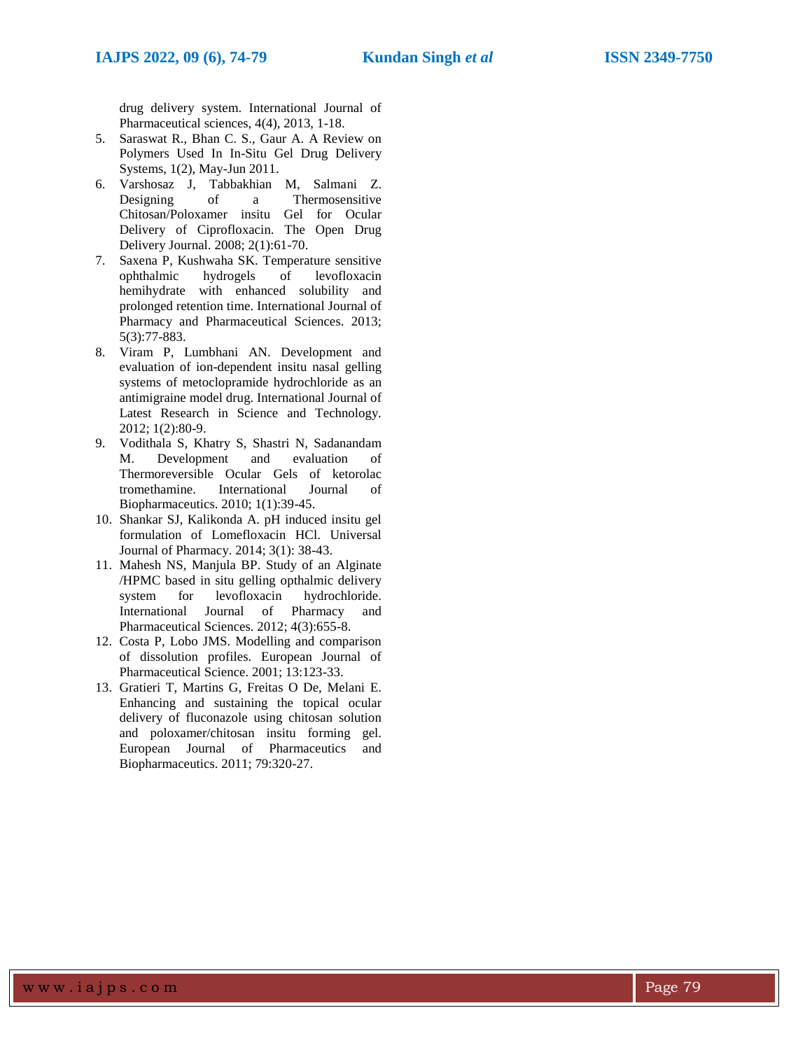drug delivery system. International Journal of Pharmaceutical sciences, 4(4), 2013, 1-18.

5. Saraswat R., Bhan C. S., Gaur A. A Review on Polymers Used In In-Situ Gel Drug Delivery Systems, 1(2), May-Jun 2011.
6. Varshosaz J, Tabbakhian M, Salmani Z. Designing of a Thermosensitive Chitosan/Poloxamer insitu Gel for Ocular Delivery of Ciprofloxacin. The Open Drug Delivery Journal. 2008; 2(1):61-70.
7. Saxena P, Kushwaha SK. Temperature sensitive ophthalmic hydrogels of levofloxacin hemihydrate with enhanced solubility and prolonged retention time. International Journal of Pharmacy and Pharmaceutical Sciences. 2013; 5(3):77-883.
8. Viram P, Lumbhani AN. Development and evaluation of ion-dependent insitu nasal gelling systems of metoclopramide hydrochloride as an antimigraine model drug. International Journal of Latest Research in Science and Technology. 2012; 1(2):80-9.
9. Vodithala S, Khatry S, Shastri N, Sadanandam M. Development and evaluation of Thermoreversible Ocular Gels of ketorolac tromethamine. International Journal of Biopharmaceutics. 2010; 1(1):39-45.
10. Shankar SJ, Kalikonda A. pH induced insitu gel formulation of Lomefloxacin HCl. Universal Journal of Pharmacy. 2014; 3(1): 38-43.
11. Mahesh NS, Manjula BP. Study of an Alginate /HPMC based in situ gelling opthalmic delivery system for levofloxacin hydrochloride. International Journal of Pharmacy and Pharmaceutical Sciences. 2012; 4(3):655-8.
12. Costa P, Lobo JMS. Modelling and comparison of dissolution profiles. European Journal of Pharmaceutical Science. 2001; 13:123-33.
13. Gratieri T, Martins G, Freitas O De, Melani E. Enhancing and sustaining the topical ocular delivery of fluconazole using chitosan solution and poloxamer/chitosan insitu forming gel. European Journal of Pharmaceutics and Biopharmaceutics. 2011; 79:320-27.